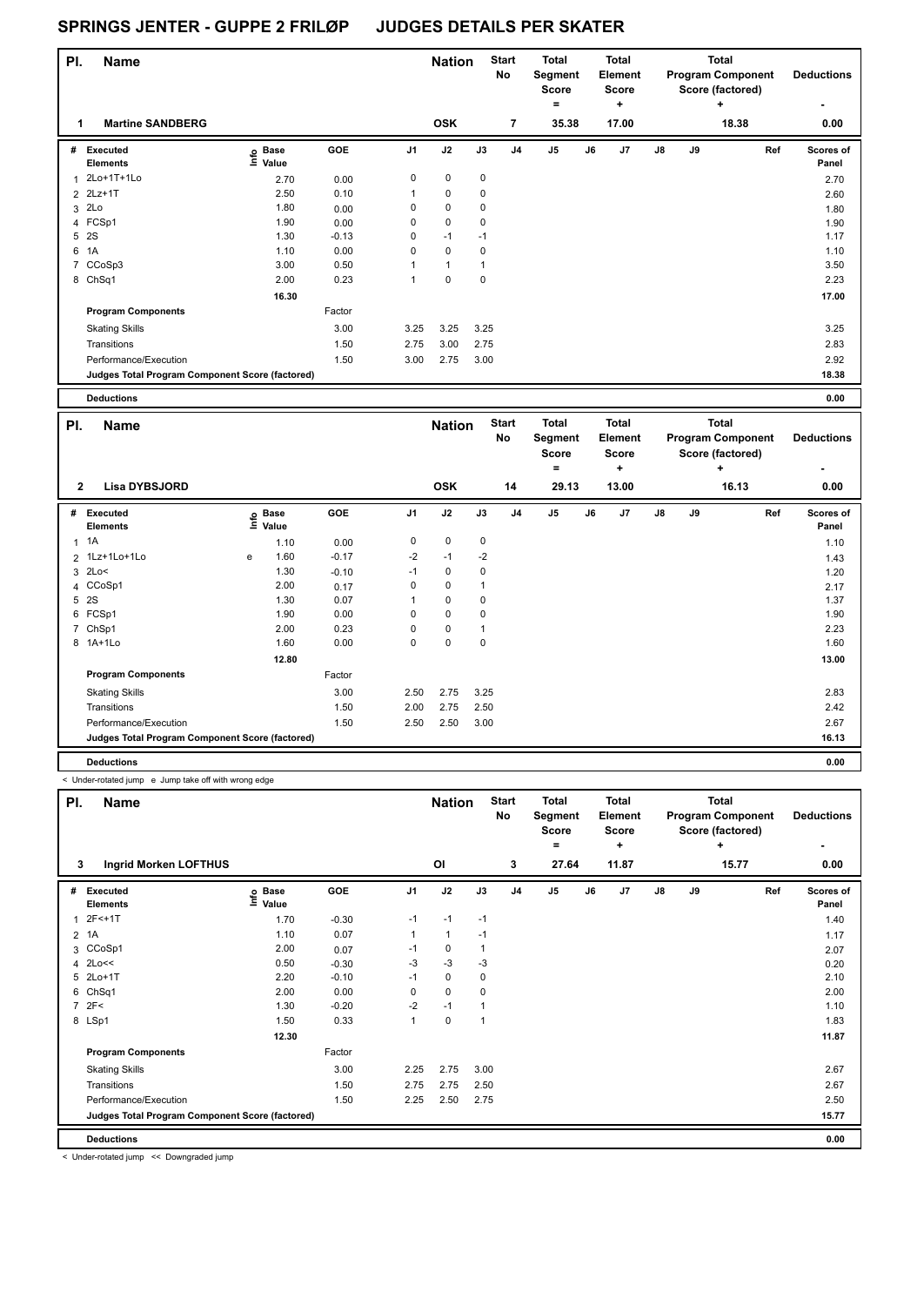# SPRINGS JENTER - GUPPE 2 FRILØP JUDGES DETAILS PER SKATER

| Pl. | Name | Nation | Start No | Total Segment Score = | Total Element Score + | Total Program Component Score (factored) + | Deductions - |
|---|---|---|---|---|---|---|---|
| 1 | Martine SANDBERG | OSK | 7 | 35.38 | 17.00 | 18.38 | 0.00 |

| # | Executed Elements | Info | Base Value | GOE | J1 | J2 | J3 | J4 | J5 | J6 | J7 | J8 | J9 | Ref | Scores of Panel |
|---|---|---|---|---|---|---|---|---|---|---|---|---|---|---|---|
| 1 | 2Lo+1T+1Lo | | 2.70 | 0.00 | 0 | 0 | 0 | | | | | | | | 2.70 |
| 2 | 2Lz+1T | | 2.50 | 0.10 | 1 | 0 | 0 | | | | | | | | 2.60 |
| 3 | 2Lo | | 1.80 | 0.00 | 0 | 0 | 0 | | | | | | | | 1.80 |
| 4 | FCSp1 | | 1.90 | 0.00 | 0 | 0 | 0 | | | | | | | | 1.90 |
| 5 | 2S | | 1.30 | -0.13 | 0 | -1 | -1 | | | | | | | | 1.17 |
| 6 | 1A | | 1.10 | 0.00 | 0 | 0 | 0 | | | | | | | | 1.10 |
| 7 | CCoSp3 | | 3.00 | 0.50 | 1 | 1 | 1 | | | | | | | | 3.50 |
| 8 | ChSq1 | | 2.00 | 0.23 | 1 | 0 | 0 | | | | | | | | 2.23 |
| | | | 16.30 | | | | | | | | | | | | 17.00 |
| | **Program Components** | | | Factor | | | | | | | | | | | |
| | Skating Skills | | | 3.00 | 3.25 | 3.25 | 3.25 | | | | | | | | 3.25 |
| | Transitions | | | 1.50 | 2.75 | 3.00 | 2.75 | | | | | | | | 2.83 |
| | Performance/Execution | | | 1.50 | 3.00 | 2.75 | 3.00 | | | | | | | | 2.92 |
| | **Judges Total Program Component Score (factored)** | | | | | | | | | | | | | | 18.38 |
| | **Deductions** | | | | | | | | | | | | | | 0.00 |

| Pl. | Name | Nation | Start No | Total Segment Score = | Total Element Score + | Total Program Component Score (factored) + | Deductions - |
|---|---|---|---|---|---|---|---|
| 2 | Lisa DYBSJORD | OSK | 14 | 29.13 | 13.00 | 16.13 | 0.00 |

| # | Executed Elements | Info | Base Value | GOE | J1 | J2 | J3 | J4 | J5 | J6 | J7 | J8 | J9 | Ref | Scores of Panel |
|---|---|---|---|---|---|---|---|---|---|---|---|---|---|---|---|
| 1 | 1A | | 1.10 | 0.00 | 0 | 0 | 0 | | | | | | | | 1.10 |
| 2 | 1Lz+1Lo+1Lo | e | 1.60 | -0.17 | -2 | -1 | -2 | | | | | | | | 1.43 |
| 3 | 2Lo< | | 1.30 | -0.10 | -1 | 0 | 0 | | | | | | | | 1.20 |
| 4 | CCoSp1 | | 2.00 | 0.17 | 0 | 0 | 1 | | | | | | | | 2.17 |
| 5 | 2S | | 1.30 | 0.07 | 1 | 0 | 0 | | | | | | | | 1.37 |
| 6 | FCSp1 | | 1.90 | 0.00 | 0 | 0 | 0 | | | | | | | | 1.90 |
| 7 | ChSp1 | | 2.00 | 0.23 | 0 | 0 | 1 | | | | | | | | 2.23 |
| 8 | 1A+1Lo | | 1.60 | 0.00 | 0 | 0 | 0 | | | | | | | | 1.60 |
| | | | 12.80 | | | | | | | | | | | | 13.00 |
| | **Program Components** | | | Factor | | | | | | | | | | | |
| | Skating Skills | | | 3.00 | 2.50 | 2.75 | 3.25 | | | | | | | | 2.83 |
| | Transitions | | | 1.50 | 2.00 | 2.75 | 2.50 | | | | | | | | 2.42 |
| | Performance/Execution | | | 1.50 | 2.50 | 2.50 | 3.00 | | | | | | | | 2.67 |
| | **Judges Total Program Component Score (factored)** | | | | | | | | | | | | | | 16.13 |
| | **Deductions** | | | | | | | | | | | | | | 0.00 |

< Under-rotated jump e Jump take off with wrong edge

| Pl. | Name | Nation | Start No | Total Segment Score = | Total Element Score + | Total Program Component Score (factored) + | Deductions - |
|---|---|---|---|---|---|---|---|
| 3 | Ingrid Morken LOFTHUS | OI | 3 | 27.64 | 11.87 | 15.77 | 0.00 |

| # | Executed Elements | Info | Base Value | GOE | J1 | J2 | J3 | J4 | J5 | J6 | J7 | J8 | J9 | Ref | Scores of Panel |
|---|---|---|---|---|---|---|---|---|---|---|---|---|---|---|---|
| 1 | 2F<+1T | | 1.70 | -0.30 | -1 | -1 | -1 | | | | | | | | 1.40 |
| 2 | 1A | | 1.10 | 0.07 | 1 | 1 | -1 | | | | | | | | 1.17 |
| 3 | CCoSp1 | | 2.00 | 0.07 | -1 | 0 | 1 | | | | | | | | 2.07 |
| 4 | 2Lo<< | | 0.50 | -0.30 | -3 | -3 | -3 | | | | | | | | 0.20 |
| 5 | 2Lo+1T | | 2.20 | -0.10 | -1 | 0 | 0 | | | | | | | | 2.10 |
| 6 | ChSq1 | | 2.00 | 0.00 | 0 | 0 | 0 | | | | | | | | 2.00 |
| 7 | 2F< | | 1.30 | -0.20 | -2 | -1 | 1 | | | | | | | | 1.10 |
| 8 | LSp1 | | 1.50 | 0.33 | 1 | 0 | 1 | | | | | | | | 1.83 |
| | | | 12.30 | | | | | | | | | | | | 11.87 |
| | **Program Components** | | | Factor | | | | | | | | | | | |
| | Skating Skills | | | 3.00 | 2.25 | 2.75 | 3.00 | | | | | | | | 2.67 |
| | Transitions | | | 1.50 | 2.75 | 2.75 | 2.50 | | | | | | | | 2.67 |
| | Performance/Execution | | | 1.50 | 2.25 | 2.50 | 2.75 | | | | | | | | 2.50 |
| | **Judges Total Program Component Score (factored)** | | | | | | | | | | | | | | 15.77 |
| | **Deductions** | | | | | | | | | | | | | | 0.00 |

< Under-rotated jump << Downgraded jump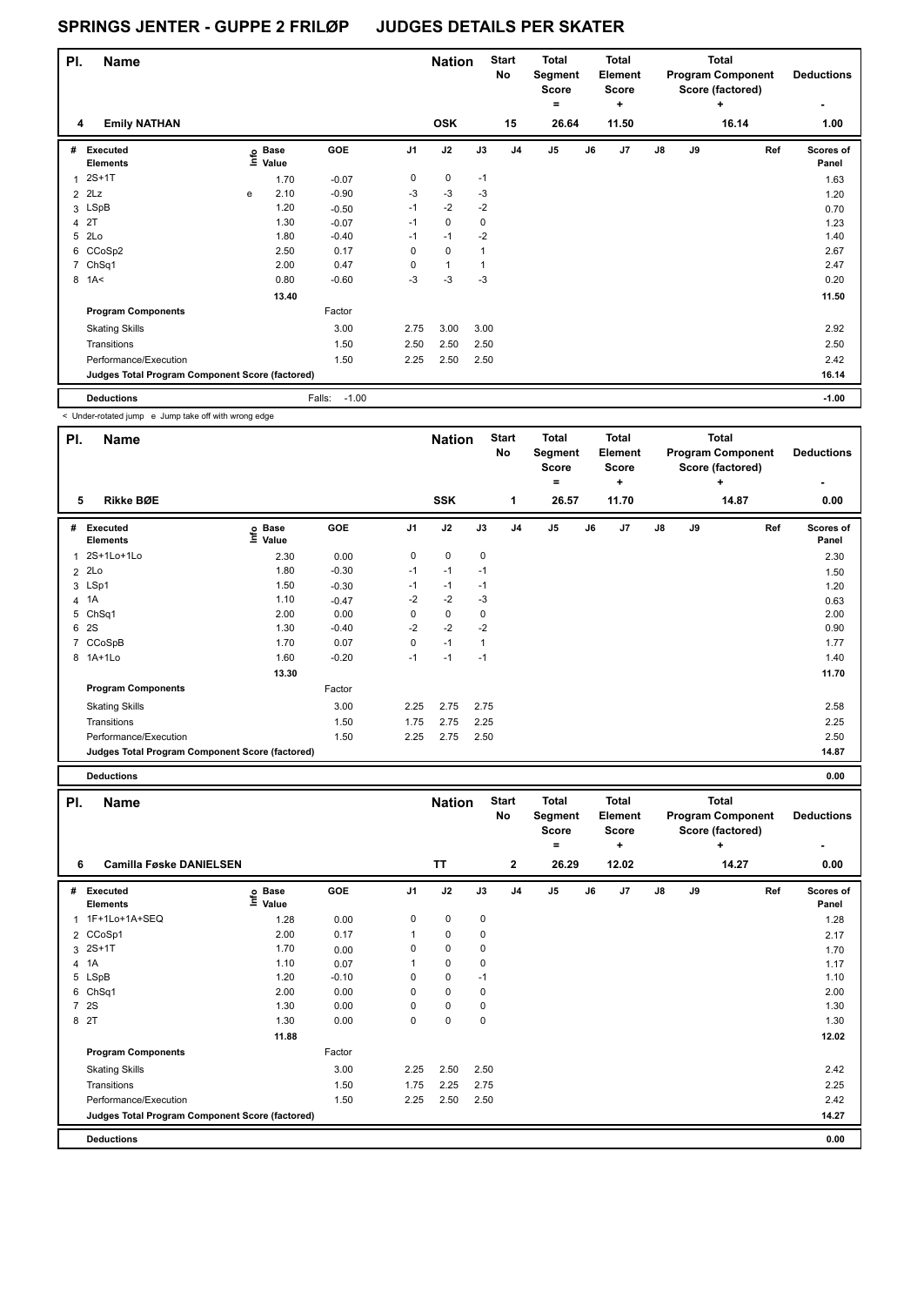# SPRINGS JENTER - GUPPE 2 FRILØP JUDGES DETAILS PER SKATER

| Pl. | Name | Nation | Start No | Total Segment Score = | Total Element Score + | Total Program Component Score (factored) + | Deductions - |
|---|---|---|---|---|---|---|---|
| 4 | Emily NATHAN | OSK | 15 | 26.64 | 11.50 | 16.14 | 1.00 |

| # | Executed Elements | Info | Base Value | GOE | J1 | J2 | J3 | J4 | J5 | J6 | J7 | J8 | J9 | Ref | Scores of Panel |
|---|---|---|---|---|---|---|---|---|---|---|---|---|---|---|---|
| 1 | 2S+1T | | 1.70 | -0.07 | 0 | 0 | -1 | | | | | | | | 1.63 |
| 2 | 2Lz | e | 2.10 | -0.90 | -3 | -3 | -3 | | | | | | | | 1.20 |
| 3 | LSpB | | 1.20 | -0.50 | -1 | -2 | -2 | | | | | | | | 0.70 |
| 4 | 2T | | 1.30 | -0.07 | -1 | 0 | 0 | | | | | | | | 1.23 |
| 5 | 2Lo | | 1.80 | -0.40 | -1 | -1 | -2 | | | | | | | | 1.40 |
| 6 | CCoSp2 | | 2.50 | 0.17 | 0 | 0 | 1 | | | | | | | | 2.67 |
| 7 | ChSq1 | | 2.00 | 0.47 | 0 | 1 | 1 | | | | | | | | 2.47 |
| 8 | 1A< | | 0.80 | -0.60 | -3 | -3 | -3 | | | | | | | | 0.20 |
| | | | 13.40 | | | | | | | | | | | | 11.50 |
| | **Program Components** | | | Factor | | | | | | | | | | | |
| | Skating Skills | | | 3.00 | 2.75 | 3.00 | 3.00 | | | | | | | | 2.92 |
| | Transitions | | | 1.50 | 2.50 | 2.50 | 2.50 | | | | | | | | 2.50 |
| | Performance/Execution | | | 1.50 | 2.25 | 2.50 | 2.50 | | | | | | | | 2.42 |
| | **Judges Total Program Component Score (factored)** | | | | | | | | | | | | | | 16.14 |
| | **Deductions** | | | Falls: -1.00 | | | | | | | | | | | -1.00 |

< Under-rotated jump e Jump take off with wrong edge

| Pl. | Name | Nation | Start No | Total Segment Score = | Total Element Score + | Total Program Component Score (factored) + | Deductions - |
|---|---|---|---|---|---|---|---|
| 5 | Rikke BØE | SSK | 1 | 26.57 | 11.70 | 14.87 | 0.00 |

| # | Executed Elements | Info | Base Value | GOE | J1 | J2 | J3 | J4 | J5 | J6 | J7 | J8 | J9 | Ref | Scores of Panel |
|---|---|---|---|---|---|---|---|---|---|---|---|---|---|---|---|
| 1 | 2S+1Lo+1Lo | | 2.30 | 0.00 | 0 | 0 | 0 | | | | | | | | 2.30 |
| 2 | 2Lo | | 1.80 | -0.30 | -1 | -1 | -1 | | | | | | | | 1.50 |
| 3 | LSp1 | | 1.50 | -0.30 | -1 | -1 | -1 | | | | | | | | 1.20 |
| 4 | 1A | | 1.10 | -0.47 | -2 | -2 | -3 | | | | | | | | 0.63 |
| 5 | ChSq1 | | 2.00 | 0.00 | 0 | 0 | 0 | | | | | | | | 2.00 |
| 6 | 2S | | 1.30 | -0.40 | -2 | -2 | -2 | | | | | | | | 0.90 |
| 7 | CCoSpB | | 1.70 | 0.07 | 0 | -1 | 1 | | | | | | | | 1.77 |
| 8 | 1A+1Lo | | 1.60 | -0.20 | -1 | -1 | -1 | | | | | | | | 1.40 |
| | | | 13.30 | | | | | | | | | | | | 11.70 |
| | **Program Components** | | | Factor | | | | | | | | | | | |
| | Skating Skills | | | 3.00 | 2.25 | 2.75 | 2.75 | | | | | | | | 2.58 |
| | Transitions | | | 1.50 | 1.75 | 2.75 | 2.25 | | | | | | | | 2.25 |
| | Performance/Execution | | | 1.50 | 2.25 | 2.75 | 2.50 | | | | | | | | 2.50 |
| | **Judges Total Program Component Score (factored)** | | | | | | | | | | | | | | 14.87 |
| | **Deductions** | | | | | | | | | | | | | | 0.00 |

| Pl. | Name | Nation | Start No | Total Segment Score = | Total Element Score + | Total Program Component Score (factored) + | Deductions - |
|---|---|---|---|---|---|---|---|
| 6 | Camilla Føske DANIELSEN | TT | 2 | 26.29 | 12.02 | 14.27 | 0.00 |

| # | Executed Elements | Info | Base Value | GOE | J1 | J2 | J3 | J4 | J5 | J6 | J7 | J8 | J9 | Ref | Scores of Panel |
|---|---|---|---|---|---|---|---|---|---|---|---|---|---|---|---|
| 1 | 1F+1Lo+1A+SEQ | | 1.28 | 0.00 | 0 | 0 | 0 | | | | | | | | 1.28 |
| 2 | CCoSp1 | | 2.00 | 0.17 | 1 | 0 | 0 | | | | | | | | 2.17 |
| 3 | 2S+1T | | 1.70 | 0.00 | 0 | 0 | 0 | | | | | | | | 1.70 |
| 4 | 1A | | 1.10 | 0.07 | 1 | 0 | 0 | | | | | | | | 1.17 |
| 5 | LSpB | | 1.20 | -0.10 | 0 | 0 | -1 | | | | | | | | 1.10 |
| 6 | ChSq1 | | 2.00 | 0.00 | 0 | 0 | 0 | | | | | | | | 2.00 |
| 7 | 2S | | 1.30 | 0.00 | 0 | 0 | 0 | | | | | | | | 1.30 |
| 8 | 2T | | 1.30 | 0.00 | 0 | 0 | 0 | | | | | | | | 1.30 |
| | | | 11.88 | | | | | | | | | | | | 12.02 |
| | **Program Components** | | | Factor | | | | | | | | | | | |
| | Skating Skills | | | 3.00 | 2.25 | 2.50 | 2.50 | | | | | | | | 2.42 |
| | Transitions | | | 1.50 | 1.75 | 2.25 | 2.75 | | | | | | | | 2.25 |
| | Performance/Execution | | | 1.50 | 2.25 | 2.50 | 2.50 | | | | | | | | 2.42 |
| | **Judges Total Program Component Score (factored)** | | | | | | | | | | | | | | 14.27 |
| | **Deductions** | | | | | | | | | | | | | | 0.00 |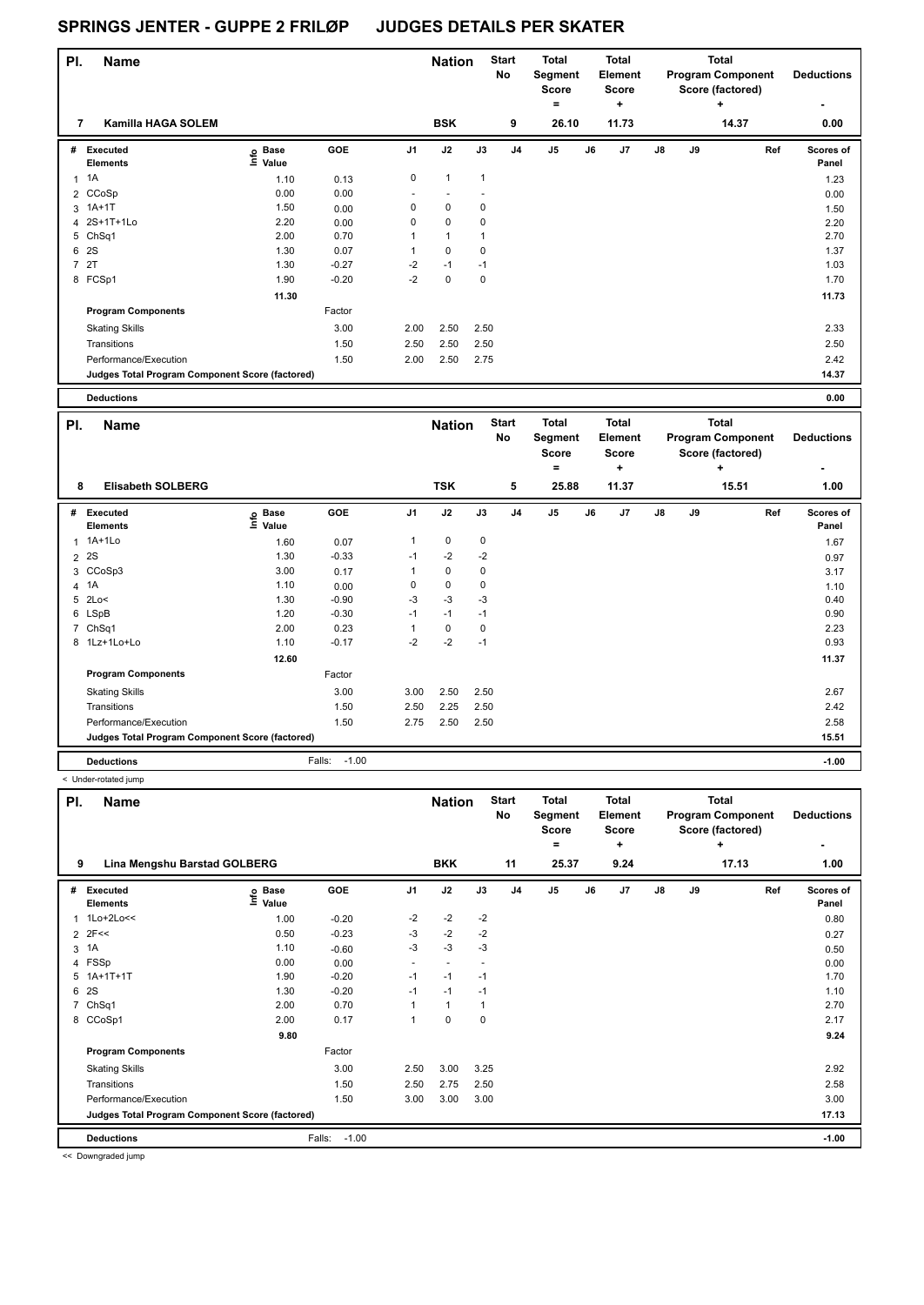# SPRINGS JENTER - GUPPE 2 FRILØP JUDGES DETAILS PER SKATER

| Pl. | Name | Nation | Start No | Total Segment Score = | Total Element Score + | Total Program Component Score (factored) + | Deductions - |
|---|---|---|---|---|---|---|---|
| 7 | Kamilla HAGA SOLEM | BSK | 9 | 26.10 | 11.73 | 14.37 | 0.00 |

| # | Executed Elements | Info | Base Value | GOE | J1 | J2 | J3 | J4 | J5 | J6 | J7 | J8 | J9 | Ref | Scores of Panel |
|---|---|---|---|---|---|---|---|---|---|---|---|---|---|---|---|
| 1 | 1A | | 1.10 | 0.13 | 0 | 1 | 1 | | | | | | | | 1.23 |
| 2 | CCoSp | | 0.00 | 0.00 | - | - | - | | | | | | | | 0.00 |
| 3 | 1A+1T | | 1.50 | 0.00 | 0 | 0 | 0 | | | | | | | | 1.50 |
| 4 | 2S+1T+1Lo | | 2.20 | 0.00 | 0 | 0 | 0 | | | | | | | | 2.20 |
| 5 | ChSq1 | | 2.00 | 0.70 | 1 | 1 | 1 | | | | | | | | 2.70 |
| 6 | 2S | | 1.30 | 0.07 | 1 | 0 | 0 | | | | | | | | 1.37 |
| 7 | 2T | | 1.30 | -0.27 | -2 | -1 | -1 | | | | | | | | 1.03 |
| 8 | FCSp1 | | 1.90 | -0.20 | -2 | 0 | 0 | | | | | | | | 1.70 |
| | | | 11.30 | | | | | | | | | | | | 11.73 |
| | **Program Components** | | | Factor | | | | | | | | | | | |
| | Skating Skills | | | 3.00 | 2.00 | 2.50 | 2.50 | | | | | | | | 2.33 |
| | Transitions | | | 1.50 | 2.50 | 2.50 | 2.50 | | | | | | | | 2.50 |
| | Performance/Execution | | | 1.50 | 2.00 | 2.50 | 2.75 | | | | | | | | 2.42 |
| | **Judges Total Program Component Score (factored)** | | | | | | | | | | | | | | 14.37 |
| | **Deductions** | | | | | | | | | | | | | | 0.00 |

| Pl. | Name | Nation | Start No | Total Segment Score = | Total Element Score + | Total Program Component Score (factored) + | Deductions - |
|---|---|---|---|---|---|---|---|
| 8 | Elisabeth SOLBERG | TSK | 5 | 25.88 | 11.37 | 15.51 | 1.00 |

| # | Executed Elements | Info | Base Value | GOE | J1 | J2 | J3 | J4 | J5 | J6 | J7 | J8 | J9 | Ref | Scores of Panel |
|---|---|---|---|---|---|---|---|---|---|---|---|---|---|---|---|
| 1 | 1A+1Lo | | 1.60 | 0.07 | 1 | 0 | 0 | | | | | | | | 1.67 |
| 2 | 2S | | 1.30 | -0.33 | -1 | -2 | -2 | | | | | | | | 0.97 |
| 3 | CCoSp3 | | 3.00 | 0.17 | 1 | 0 | 0 | | | | | | | | 3.17 |
| 4 | 1A | | 1.10 | 0.00 | 0 | 0 | 0 | | | | | | | | 1.10 |
| 5 | 2Lo< | | 1.30 | -0.90 | -3 | -3 | -3 | | | | | | | | 0.40 |
| 6 | LSpB | | 1.20 | -0.30 | -1 | -1 | -1 | | | | | | | | 0.90 |
| 7 | ChSq1 | | 2.00 | 0.23 | 1 | 0 | 0 | | | | | | | | 2.23 |
| 8 | 1Lz+1Lo+Lo | | 1.10 | -0.17 | -2 | -2 | -1 | | | | | | | | 0.93 |
| | | | 12.60 | | | | | | | | | | | | 11.37 |
| | **Program Components** | | | Factor | | | | | | | | | | | |
| | Skating Skills | | | 3.00 | 3.00 | 2.50 | 2.50 | | | | | | | | 2.67 |
| | Transitions | | | 1.50 | 2.50 | 2.25 | 2.50 | | | | | | | | 2.42 |
| | Performance/Execution | | | 1.50 | 2.75 | 2.50 | 2.50 | | | | | | | | 2.58 |
| | **Judges Total Program Component Score (factored)** | | | | | | | | | | | | | | 15.51 |
| | **Deductions** | | | Falls: -1.00 | | | | | | | | | | | -1.00 |

< Under-rotated jump

| Pl. | Name | Nation | Start No | Total Segment Score = | Total Element Score + | Total Program Component Score (factored) + | Deductions - |
|---|---|---|---|---|---|---|---|
| 9 | Lina Mengshu Barstad GOLBERG | BKK | 11 | 25.37 | 9.24 | 17.13 | 1.00 |

| # | Executed Elements | Info | Base Value | GOE | J1 | J2 | J3 | J4 | J5 | J6 | J7 | J8 | J9 | Ref | Scores of Panel |
|---|---|---|---|---|---|---|---|---|---|---|---|---|---|---|---|
| 1 | 1Lo+2Lo<< | | 1.00 | -0.20 | -2 | -2 | -2 | | | | | | | | 0.80 |
| 2 | 2F<< | | 0.50 | -0.23 | -3 | -2 | -2 | | | | | | | | 0.27 |
| 3 | 1A | | 1.10 | -0.60 | -3 | -3 | -3 | | | | | | | | 0.50 |
| 4 | FSSp | | 0.00 | 0.00 | - | - | - | | | | | | | | 0.00 |
| 5 | 1A+1T+1T | | 1.90 | -0.20 | -1 | -1 | -1 | | | | | | | | 1.70 |
| 6 | 2S | | 1.30 | -0.20 | -1 | -1 | -1 | | | | | | | | 1.10 |
| 7 | ChSq1 | | 2.00 | 0.70 | 1 | 1 | 1 | | | | | | | | 2.70 |
| 8 | CCoSp1 | | 2.00 | 0.17 | 1 | 0 | 0 | | | | | | | | 2.17 |
| | | | 9.80 | | | | | | | | | | | | 9.24 |
| | **Program Components** | | | Factor | | | | | | | | | | | |
| | Skating Skills | | | 3.00 | 2.50 | 3.00 | 3.25 | | | | | | | | 2.92 |
| | Transitions | | | 1.50 | 2.50 | 2.75 | 2.50 | | | | | | | | 2.58 |
| | Performance/Execution | | | 1.50 | 3.00 | 3.00 | 3.00 | | | | | | | | 3.00 |
| | **Judges Total Program Component Score (factored)** | | | | | | | | | | | | | | 17.13 |
| | **Deductions** | | | Falls: -1.00 | | | | | | | | | | | -1.00 |

<< Downgraded jump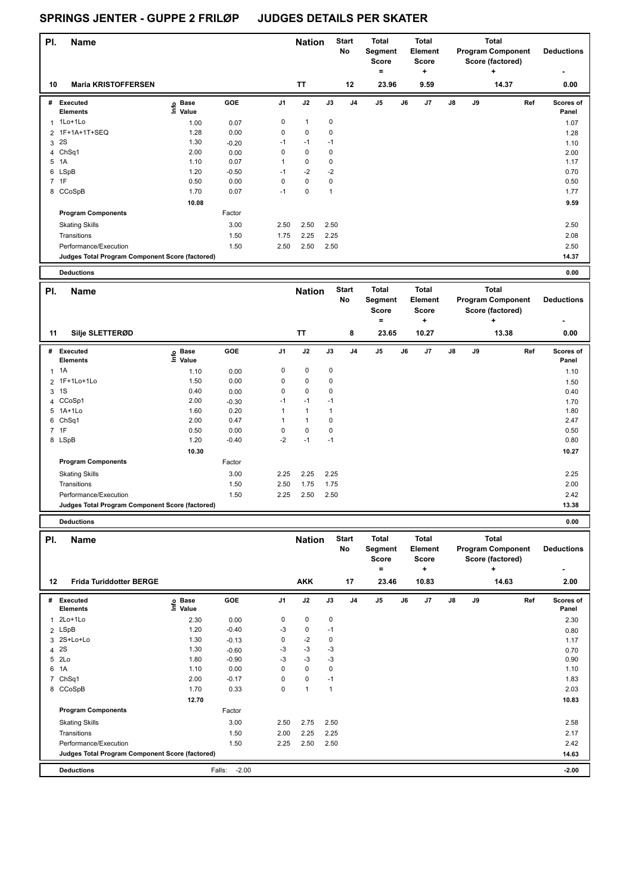# SPRINGS JENTER - GUPPE 2 FRILØP JUDGES DETAILS PER SKATER

| Pl. | Name | Nation | Start No | Total Segment Score = | Total Element Score + | Total Program Component Score (factored) + | Deductions - |
|---|---|---|---|---|---|---|---|
| 10 | Maria KRISTOFFERSEN | TT | 12 | 23.96 | 9.59 | 14.37 | 0.00 |

| # | Executed Elements | Info | Base Value | GOE | J1 | J2 | J3 | J4 | J5 | J6 | J7 | J8 | J9 | Ref | Scores of Panel |
|---|---|---|---|---|---|---|---|---|---|---|---|---|---|---|---|
| 1 | 1Lo+1Lo | | 1.00 | 0.07 | 0 | 1 | 0 | | | | | | | | 1.07 |
| 2 | 1F+1A+1T+SEQ | | 1.28 | 0.00 | 0 | 0 | 0 | | | | | | | | 1.28 |
| 3 | 2S | | 1.30 | -0.20 | -1 | -1 | -1 | | | | | | | | 1.10 |
| 4 | ChSq1 | | 2.00 | 0.00 | 0 | 0 | 0 | | | | | | | | 2.00 |
| 5 | 1A | | 1.10 | 0.07 | 1 | 0 | 0 | | | | | | | | 1.17 |
| 6 | LSpB | | 1.20 | -0.50 | -1 | -2 | -2 | | | | | | | | 0.70 |
| 7 | 1F | | 0.50 | 0.00 | 0 | 0 | 0 | | | | | | | | 0.50 |
| 8 | CCoSpB | | 1.70 | 0.07 | -1 | 0 | 1 | | | | | | | | 1.77 |
| | | | 10.08 | | | | | | | | | | | | 9.59 |
| | **Program Components** | | | Factor | | | | | | | | | | | |
| | Skating Skills | | | 3.00 | 2.50 | 2.50 | 2.50 | | | | | | | | 2.50 |
| | Transitions | | | 1.50 | 1.75 | 2.25 | 2.25 | | | | | | | | 2.08 |
| | Performance/Execution | | | 1.50 | 2.50 | 2.50 | 2.50 | | | | | | | | 2.50 |
| | **Judges Total Program Component Score (factored)** | | | | | | | | | | | | | | 14.37 |
| | **Deductions** | | | | | | | | | | | | | | 0.00 |

| Pl. | Name | Nation | Start No | Total Segment Score = | Total Element Score + | Total Program Component Score (factored) + | Deductions - |
|---|---|---|---|---|---|---|---|
| 11 | Silje SLETTERØD | TT | 8 | 23.65 | 10.27 | 13.38 | 0.00 |

| # | Executed Elements | Info | Base Value | GOE | J1 | J2 | J3 | J4 | J5 | J6 | J7 | J8 | J9 | Ref | Scores of Panel |
|---|---|---|---|---|---|---|---|---|---|---|---|---|---|---|---|
| 1 | 1A | | 1.10 | 0.00 | 0 | 0 | 0 | | | | | | | | 1.10 |
| 2 | 1F+1Lo+1Lo | | 1.50 | 0.00 | 0 | 0 | 0 | | | | | | | | 1.50 |
| 3 | 1S | | 0.40 | 0.00 | 0 | 0 | 0 | | | | | | | | 0.40 |
| 4 | CCoSp1 | | 2.00 | -0.30 | -1 | -1 | -1 | | | | | | | | 1.70 |
| 5 | 1A+1Lo | | 1.60 | 0.20 | 1 | 1 | 1 | | | | | | | | 1.80 |
| 6 | ChSq1 | | 2.00 | 0.47 | 1 | 1 | 0 | | | | | | | | 2.47 |
| 7 | 1F | | 0.50 | 0.00 | 0 | 0 | 0 | | | | | | | | 0.50 |
| 8 | LSpB | | 1.20 | -0.40 | -2 | -1 | -1 | | | | | | | | 0.80 |
| | | | 10.30 | | | | | | | | | | | | 10.27 |
| | **Program Components** | | | Factor | | | | | | | | | | | |
| | Skating Skills | | | 3.00 | 2.25 | 2.25 | 2.25 | | | | | | | | 2.25 |
| | Transitions | | | 1.50 | 2.50 | 1.75 | 1.75 | | | | | | | | 2.00 |
| | Performance/Execution | | | 1.50 | 2.25 | 2.50 | 2.50 | | | | | | | | 2.42 |
| | **Judges Total Program Component Score (factored)** | | | | | | | | | | | | | | 13.38 |
| | **Deductions** | | | | | | | | | | | | | | 0.00 |

| Pl. | Name | Nation | Start No | Total Segment Score = | Total Element Score + | Total Program Component Score (factored) + | Deductions - |
|---|---|---|---|---|---|---|---|
| 12 | Frida Turiddotter BERGE | AKK | 17 | 23.46 | 10.83 | 14.63 | 2.00 |

| # | Executed Elements | Info | Base Value | GOE | J1 | J2 | J3 | J4 | J5 | J6 | J7 | J8 | J9 | Ref | Scores of Panel |
|---|---|---|---|---|---|---|---|---|---|---|---|---|---|---|---|
| 1 | 2Lo+1Lo | | 2.30 | 0.00 | 0 | 0 | 0 | | | | | | | | 2.30 |
| 2 | LSpB | | 1.20 | -0.40 | -3 | 0 | -1 | | | | | | | | 0.80 |
| 3 | 2S+Lo+Lo | | 1.30 | -0.13 | 0 | -2 | 0 | | | | | | | | 1.17 |
| 4 | 2S | | 1.30 | -0.60 | -3 | -3 | -3 | | | | | | | | 0.70 |
| 5 | 2Lo | | 1.80 | -0.90 | -3 | -3 | -3 | | | | | | | | 0.90 |
| 6 | 1A | | 1.10 | 0.00 | 0 | 0 | 0 | | | | | | | | 1.10 |
| 7 | ChSq1 | | 2.00 | -0.17 | 0 | 0 | -1 | | | | | | | | 1.83 |
| 8 | CCoSpB | | 1.70 | 0.33 | 0 | 1 | 1 | | | | | | | | 2.03 |
| | | | 12.70 | | | | | | | | | | | | 10.83 |
| | **Program Components** | | | Factor | | | | | | | | | | | |
| | Skating Skills | | | 3.00 | 2.50 | 2.75 | 2.50 | | | | | | | | 2.58 |
| | Transitions | | | 1.50 | 2.00 | 2.25 | 2.25 | | | | | | | | 2.17 |
| | Performance/Execution | | | 1.50 | 2.25 | 2.50 | 2.50 | | | | | | | | 2.42 |
| | **Judges Total Program Component Score (factored)** | | | | | | | | | | | | | | 14.63 |
| | **Deductions** | | | Falls: -2.00 | | | | | | | | | | | -2.00 |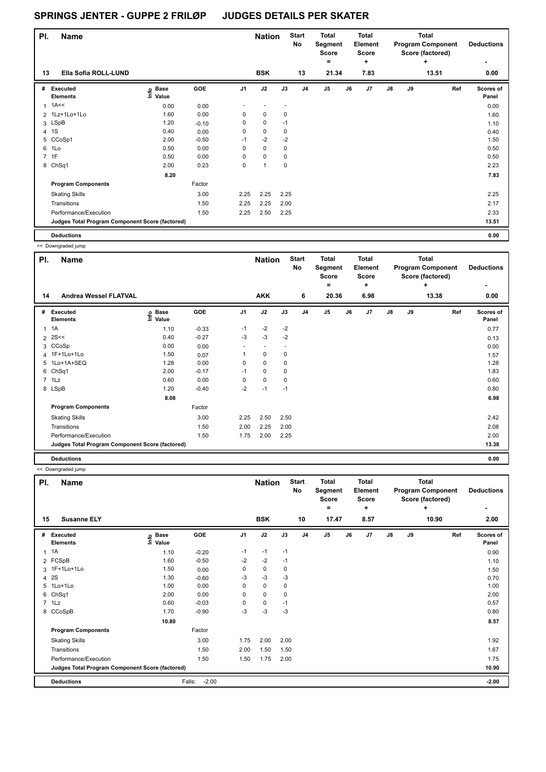# SPRINGS JENTER - GUPPE 2 FRILØP JUDGES DETAILS PER SKATER

| Pl. | Name | Nation | Start No | Total Segment Score = | Total Element Score + | Total Program Component Score (factored) + | Deductions - |
|---|---|---|---|---|---|---|---|
| 13 | Ella Sofia ROLL-LUND | BSK | 13 | 21.34 | 7.83 | 13.51 | 0.00 |

| # | Executed Elements | Info | Base Value | GOE | J1 | J2 | J3 | J4 | J5 | J6 | J7 | J8 | J9 | Ref | Scores of Panel |
|---|---|---|---|---|---|---|---|---|---|---|---|---|---|---|---|
| 1 | 1A<< | | 0.00 | 0.00 | - | - | - | | | | | | | | 0.00 |
| 2 | 1Lz+1Lo+1Lo | | 1.60 | 0.00 | 0 | 0 | 0 | | | | | | | | 1.60 |
| 3 | LSpB | | 1.20 | -0.10 | 0 | 0 | -1 | | | | | | | | 1.10 |
| 4 | 1S | | 0.40 | 0.00 | 0 | 0 | 0 | | | | | | | | 0.40 |
| 5 | CCoSp1 | | 2.00 | -0.50 | -1 | -2 | -2 | | | | | | | | 1.50 |
| 6 | 1Lo | | 0.50 | 0.00 | 0 | 0 | 0 | | | | | | | | 0.50 |
| 7 | 1F | | 0.50 | 0.00 | 0 | 0 | 0 | | | | | | | | 0.50 |
| 8 | ChSq1 | | 2.00 | 0.23 | 0 | 1 | 0 | | | | | | | | 2.23 |
| | | | 8.20 | | | | | | | | | | | | 7.83 |
| | **Program Components** | | | Factor | | | | | | | | | | | |
| | Skating Skills | | | 3.00 | 2.25 | 2.25 | 2.25 | | | | | | | | 2.25 |
| | Transitions | | | 1.50 | 2.25 | 2.25 | 2.00 | | | | | | | | 2.17 |
| | Performance/Execution | | | 1.50 | 2.25 | 2.50 | 2.25 | | | | | | | | 2.33 |
| | **Judges Total Program Component Score (factored)** | | | | | | | | | | | | | | 13.51 |
| | **Deductions** | | | | | | | | | | | | | | 0.00 |

<< Downgraded jump

| Pl. | Name | Nation | Start No | Total Segment Score = | Total Element Score + | Total Program Component Score (factored) + | Deductions - |
|---|---|---|---|---|---|---|---|
| 14 | Andrea Wessel FLATVAL | AKK | 6 | 20.36 | 6.98 | 13.38 | 0.00 |

| # | Executed Elements | Info | Base Value | GOE | J1 | J2 | J3 | J4 | J5 | J6 | J7 | J8 | J9 | Ref | Scores of Panel |
|---|---|---|---|---|---|---|---|---|---|---|---|---|---|---|---|
| 1 | 1A | | 1.10 | -0.33 | -1 | -2 | -2 | | | | | | | | 0.77 |
| 2 | 2S<< | | 0.40 | -0.27 | -3 | -3 | -2 | | | | | | | | 0.13 |
| 3 | CCoSp | | 0.00 | 0.00 | - | - | - | | | | | | | | 0.00 |
| 4 | 1F+1Lo+1Lo | | 1.50 | 0.07 | 1 | 0 | 0 | | | | | | | | 1.57 |
| 5 | 1Lo+1A+SEQ | | 1.28 | 0.00 | 0 | 0 | 0 | | | | | | | | 1.28 |
| 6 | ChSq1 | | 2.00 | -0.17 | -1 | 0 | 0 | | | | | | | | 1.83 |
| 7 | 1Lz | | 0.60 | 0.00 | 0 | 0 | 0 | | | | | | | | 0.60 |
| 8 | LSpB | | 1.20 | -0.40 | -2 | -1 | -1 | | | | | | | | 0.80 |
| | | | 8.08 | | | | | | | | | | | | 6.98 |
| | **Program Components** | | | Factor | | | | | | | | | | | |
| | Skating Skills | | | 3.00 | 2.25 | 2.50 | 2.50 | | | | | | | | 2.42 |
| | Transitions | | | 1.50 | 2.00 | 2.25 | 2.00 | | | | | | | | 2.08 |
| | Performance/Execution | | | 1.50 | 1.75 | 2.00 | 2.25 | | | | | | | | 2.00 |
| | **Judges Total Program Component Score (factored)** | | | | | | | | | | | | | | 13.38 |
| | **Deductions** | | | | | | | | | | | | | | 0.00 |

<< Downgraded jump

| Pl. | Name | Nation | Start No | Total Segment Score = | Total Element Score + | Total Program Component Score (factored) + | Deductions - |
|---|---|---|---|---|---|---|---|
| 15 | Susanne ELY | BSK | 10 | 17.47 | 8.57 | 10.90 | 2.00 |

| # | Executed Elements | Info | Base Value | GOE | J1 | J2 | J3 | J4 | J5 | J6 | J7 | J8 | J9 | Ref | Scores of Panel |
|---|---|---|---|---|---|---|---|---|---|---|---|---|---|---|---|
| 1 | 1A | | 1.10 | -0.20 | -1 | -1 | -1 | | | | | | | | 0.90 |
| 2 | FCSpB | | 1.60 | -0.50 | -2 | -2 | -1 | | | | | | | | 1.10 |
| 3 | 1F+1Lo+1Lo | | 1.50 | 0.00 | 0 | 0 | 0 | | | | | | | | 1.50 |
| 4 | 2S | | 1.30 | -0.60 | -3 | -3 | -3 | | | | | | | | 0.70 |
| 5 | 1Lo+1Lo | | 1.00 | 0.00 | 0 | 0 | 0 | | | | | | | | 1.00 |
| 6 | ChSq1 | | 2.00 | 0.00 | 0 | 0 | 0 | | | | | | | | 2.00 |
| 7 | 1Lz | | 0.60 | -0.03 | 0 | 0 | -1 | | | | | | | | 0.57 |
| 8 | CCoSpB | | 1.70 | -0.90 | -3 | -3 | -3 | | | | | | | | 0.80 |
| | | | 10.80 | | | | | | | | | | | | 8.57 |
| | **Program Components** | | | Factor | | | | | | | | | | | |
| | Skating Skills | | | 3.00 | 1.75 | 2.00 | 2.00 | | | | | | | | 1.92 |
| | Transitions | | | 1.50 | 2.00 | 1.50 | 1.50 | | | | | | | | 1.67 |
| | Performance/Execution | | | 1.50 | 1.50 | 1.75 | 2.00 | | | | | | | | 1.75 |
| | **Judges Total Program Component Score (factored)** | | | | | | | | | | | | | | 10.90 |
| | **Deductions** | | | Falls: -2.00 | | | | | | | | | | | -2.00 |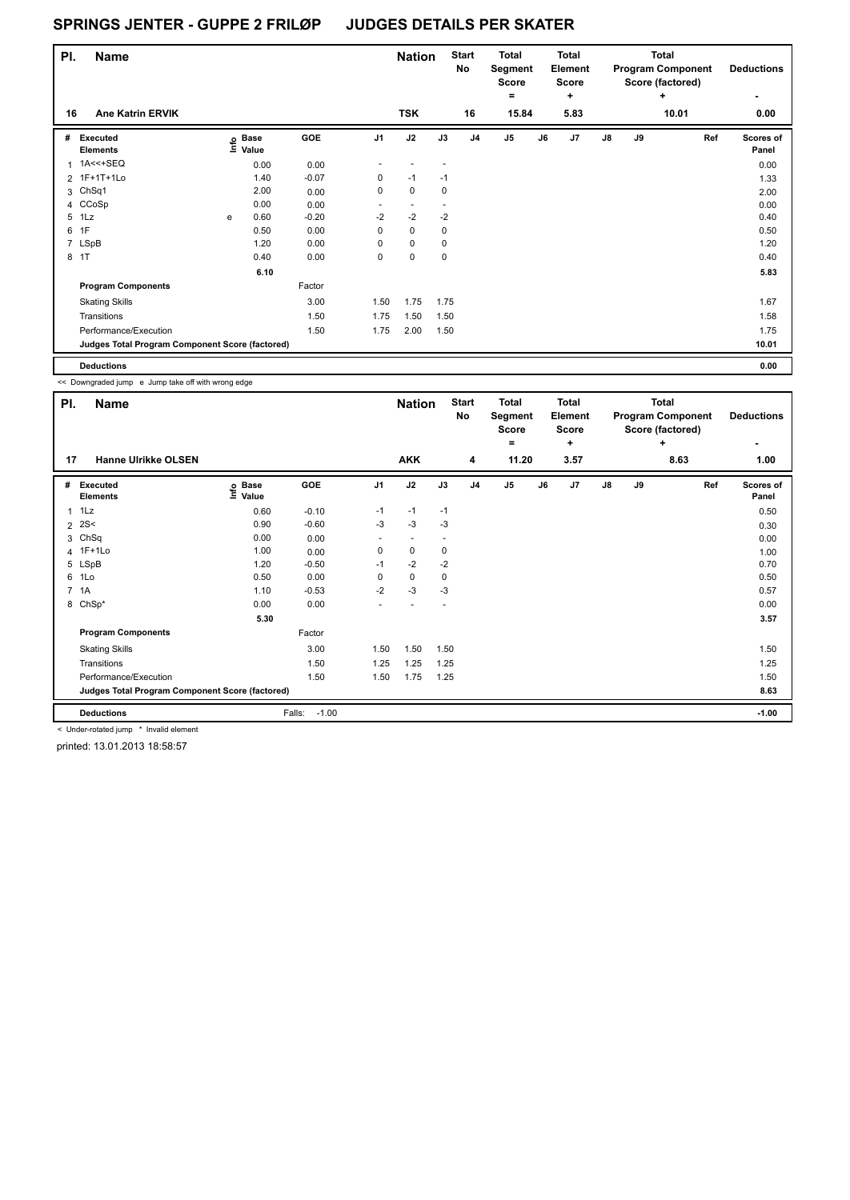# SPRINGS JENTER - GUPPE 2 FRILØP JUDGES DETAILS PER SKATER

| Pl. | Name | Nation | Start No | Total Segment Score = | Total Element Score + | Total Program Component Score (factored) + | Deductions - |
|---|---|---|---|---|---|---|---|
| 16 | Ane Katrin ERVIK | TSK | 16 | 15.84 | 5.83 | 10.01 | 0.00 |

| # | Executed Elements | Info | Base Value | GOE | J1 | J2 | J3 | J4 | J5 | J6 | J7 | J8 | J9 | Ref | Scores of Panel |
|---|---|---|---|---|---|---|---|---|---|---|---|---|---|---|---|
| 1 | 1A<<+SEQ | | 0.00 | 0.00 | - | - | - | | | | | | | | 0.00 |
| 2 | 1F+1T+1Lo | | 1.40 | -0.07 | 0 | -1 | -1 | | | | | | | | 1.33 |
| 3 | ChSq1 | | 2.00 | 0.00 | 0 | 0 | 0 | | | | | | | | 2.00 |
| 4 | CCoSp | | 0.00 | 0.00 | - | - | - | | | | | | | | 0.00 |
| 5 | 1Lz | e | 0.60 | -0.20 | -2 | -2 | -2 | | | | | | | | 0.40 |
| 6 | 1F | | 0.50 | 0.00 | 0 | 0 | 0 | | | | | | | | 0.50 |
| 7 | LSpB | | 1.20 | 0.00 | 0 | 0 | 0 | | | | | | | | 1.20 |
| 8 | 1T | | 0.40 | 0.00 | 0 | 0 | 0 | | | | | | | | 0.40 |
| | | | 6.10 | | | | | | | | | | | | 5.83 |
| | **Program Components** | | | Factor | | | | | | | | | | | |
| | Skating Skills | | | 3.00 | 1.50 | 1.75 | 1.75 | | | | | | | | 1.67 |
| | Transitions | | | 1.50 | 1.75 | 1.50 | 1.50 | | | | | | | | 1.58 |
| | Performance/Execution | | | 1.50 | 1.75 | 2.00 | 1.50 | | | | | | | | 1.75 |
| | **Judges Total Program Component Score (factored)** | | | | | | | | | | | | | | 10.01 |
| | **Deductions** | | | | | | | | | | | | | | 0.00 |

<< Downgraded jump e Jump take off with wrong edge

| Pl. | Name | Nation | Start No | Total Segment Score = | Total Element Score + | Total Program Component Score (factored) + | Deductions - |
|---|---|---|---|---|---|---|---|
| 17 | Hanne Ulrikke OLSEN | AKK | 4 | 11.20 | 3.57 | 8.63 | 1.00 |

| # | Executed Elements | Info | Base Value | GOE | J1 | J2 | J3 | J4 | J5 | J6 | J7 | J8 | J9 | Ref | Scores of Panel |
|---|---|---|---|---|---|---|---|---|---|---|---|---|---|---|---|
| 1 | 1Lz | | 0.60 | -0.10 | -1 | -1 | -1 | | | | | | | | 0.50 |
| 2 | 2S< | | 0.90 | -0.60 | -3 | -3 | -3 | | | | | | | | 0.30 |
| 3 | ChSq | | 0.00 | 0.00 | - | - | - | | | | | | | | 0.00 |
| 4 | 1F+1Lo | | 1.00 | 0.00 | 0 | 0 | 0 | | | | | | | | 1.00 |
| 5 | LSpB | | 1.20 | -0.50 | -1 | -2 | -2 | | | | | | | | 0.70 |
| 6 | 1Lo | | 0.50 | 0.00 | 0 | 0 | 0 | | | | | | | | 0.50 |
| 7 | 1A | | 1.10 | -0.53 | -2 | -3 | -3 | | | | | | | | 0.57 |
| 8 | ChSp* | | 0.00 | 0.00 | - | - | - | | | | | | | | 0.00 |
| | | | 5.30 | | | | | | | | | | | | 3.57 |
| | **Program Components** | | | Factor | | | | | | | | | | | |
| | Skating Skills | | | 3.00 | 1.50 | 1.50 | 1.50 | | | | | | | | 1.50 |
| | Transitions | | | 1.50 | 1.25 | 1.25 | 1.25 | | | | | | | | 1.25 |
| | Performance/Execution | | | 1.50 | 1.50 | 1.75 | 1.25 | | | | | | | | 1.50 |
| | **Judges Total Program Component Score (factored)** | | | | | | | | | | | | | | 8.63 |
| | **Deductions** | | | Falls: -1.00 | | | | | | | | | | | -1.00 |

< Under-rotated jump * Invalid element

printed: 13.01.2013 18:58:57